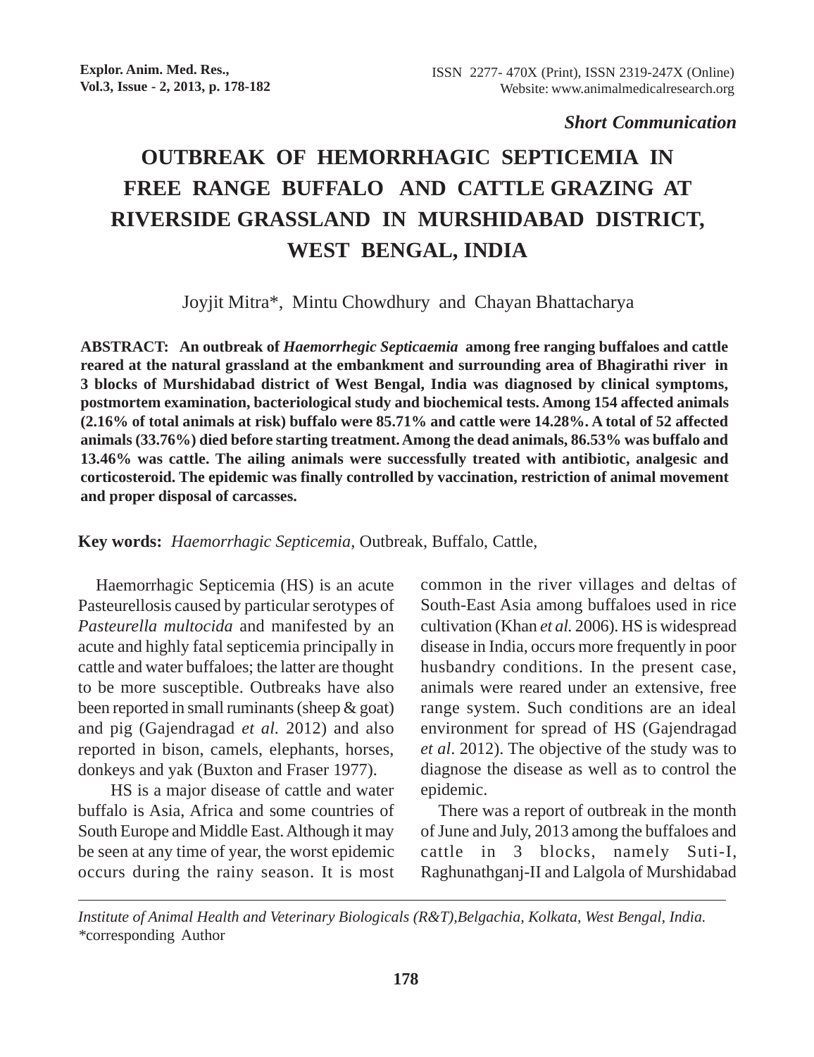*Short Communication*

# OUTBREAK OF HEMORRHAGIC SEPTICEMIA IN FREE RANGE BUFFALO AND CATTLE GRAZING AT RIVERSIDE GRASSLAND IN MURSHIDABAD DISTRICT, WEST BENGAL, INDIA

Joyjit Mitra*, Mintu Chowdhury and Chayan Bhattacharya

**ABSTRACT: An outbreak of *Haemorrhegic Septicaemia* among free ranging buffaloes and cattle reared at the natural grassland at the embankment and surrounding area of Bhagirathi river in 3 blocks of Murshidabad district of West Bengal, India was diagnosed by clinical symptoms, postmortem examination, bacteriological study and biochemical tests. Among 154 affected animals (2.16% of total animals at risk) buffalo were 85.71% and cattle were 14.28%. A total of 52 affected animals (33.76%) died before starting treatment. Among the dead animals, 86.53% was buffalo and 13.46% was cattle. The ailing animals were successfully treated with antibiotic, analgesic and corticosteroid. The epidemic was finally controlled by vaccination, restriction of animal movement and proper disposal of carcasses.**

**Key words:** *Haemorrhagic Septicemia*, Outbreak, Buffalo, Cattle,

Haemorrhagic Septicemia (HS) is an acute Pasteurellosis caused by particular serotypes of *Pasteurella multocida* and manifested by an acute and highly fatal septicemia principally in cattle and water buffaloes; the latter are thought to be more susceptible. Outbreaks have also been reported in small ruminants (sheep & goat) and pig (Gajendragad *et al.* 2012) and also reported in bison, camels, elephants, horses, donkeys and yak (Buxton and Fraser 1977).

HS is a major disease of cattle and water buffalo is Asia, Africa and some countries of South Europe and Middle East. Although it may be seen at any time of year, the worst epidemic occurs during the rainy season. It is most common in the river villages and deltas of South-East Asia among buffaloes used in rice cultivation (Khan *et al.* 2006). HS is widespread disease in India, occurs more frequently in poor husbandry conditions. In the present case, animals were reared under an extensive, free range system. Such conditions are an ideal environment for spread of HS (Gajendragad *et al*. 2012). The objective of the study was to diagnose the disease as well as to control the epidemic.

There was a report of outbreak in the month of June and July, 2013 among the buffaloes and cattle in 3 blocks, namely Suti-I, Raghunathganj-II and Lalgola of Murshidabad

---

*Institute of Animal Health and Veterinary Biologicals (R&T),Belgachia, Kolkata, West Bengal, India.*
*corresponding Author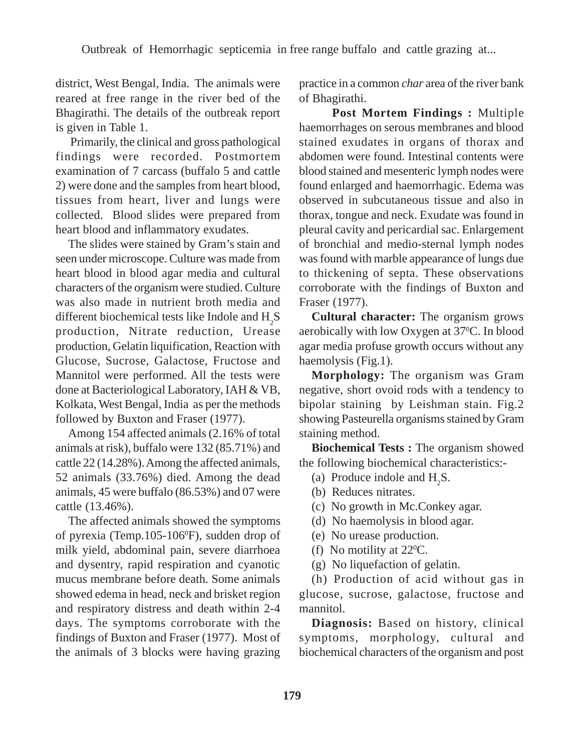district, West Bengal, India. The animals were reared at free range in the river bed of the Bhagirathi. The details of the outbreak report is given in Table 1.

Primarily, the clinical and gross pathological findings were recorded. Postmortem examination of 7 carcass (buffalo 5 and cattle 2) were done and the samples from heart blood, tissues from heart, liver and lungs were collected. Blood slides were prepared from heart blood and inflammatory exudates.

The slides were stained by Gram's stain and seen under microscope. Culture was made from heart blood in blood agar media and cultural characters of the organism were studied. Culture was also made in nutrient broth media and different biochemical tests like Indole and $H_2S$ production, Nitrate reduction, Urease production, Gelatin liquification, Reaction with Glucose, Sucrose, Galactose, Fructose and Mannitol were performed. All the tests were done at Bacteriological Laboratory, IAH & VB, Kolkata, West Bengal, India as per the methods followed by Buxton and Fraser (1977).

Among 154 affected animals (2.16% of total animals at risk), buffalo were 132 (85.71%) and cattle 22 (14.28%). Among the affected animals, 52 animals (33.76%) died. Among the dead animals, 45 were buffalo (86.53%) and 07 were cattle (13.46%).

The affected animals showed the symptoms of pyrexia (Temp.105-106$^0$F), sudden drop of milk yield, abdominal pain, severe diarrhoea and dysentry, rapid respiration and cyanotic mucus membrane before death. Some animals showed edema in head, neck and brisket region and respiratory distress and death within 2-4 days. The symptoms corroborate with the findings of Buxton and Fraser (1977). Most of the animals of 3 blocks were having grazing practice in a common *char* area of the river bank of Bhagirathi.

**Post Mortem Findings :** Multiple haemorrhages on serous membranes and blood stained exudates in organs of thorax and abdomen were found. Intestinal contents were blood stained and mesenteric lymph nodes were found enlarged and haemorrhagic. Edema was observed in subcutaneous tissue and also in thorax, tongue and neck. Exudate was found in pleural cavity and pericardial sac. Enlargement of bronchial and medio-sternal lymph nodes was found with marble appearance of lungs due to thickening of septa. These observations corroborate with the findings of Buxton and Fraser (1977).

**Cultural character:** The organism grows aerobically with low Oxygen at 37$^0$C. In blood agar media profuse growth occurs without any haemolysis (Fig.1).

**Morphology:** The organism was Gram negative, short ovoid rods with a tendency to bipolar staining by Leishman stain. Fig.2 showing Pasteurella organisms stained by Gram staining method.

**Biochemical Tests :** The organism showed the following biochemical characteristics:-

(a) Produce indole and $H_2S$.

(b) Reduces nitrates.

(c) No growth in Mc.Conkey agar.

(d) No haemolysis in blood agar.

(e) No urease production.

(f) No motility at 22$^0$C.

(g) No liquefaction of gelatin.

(h) Production of acid without gas in glucose, sucrose, galactose, fructose and mannitol.

**Diagnosis:** Based on history, clinical symptoms, morphology, cultural and biochemical characters of the organism and post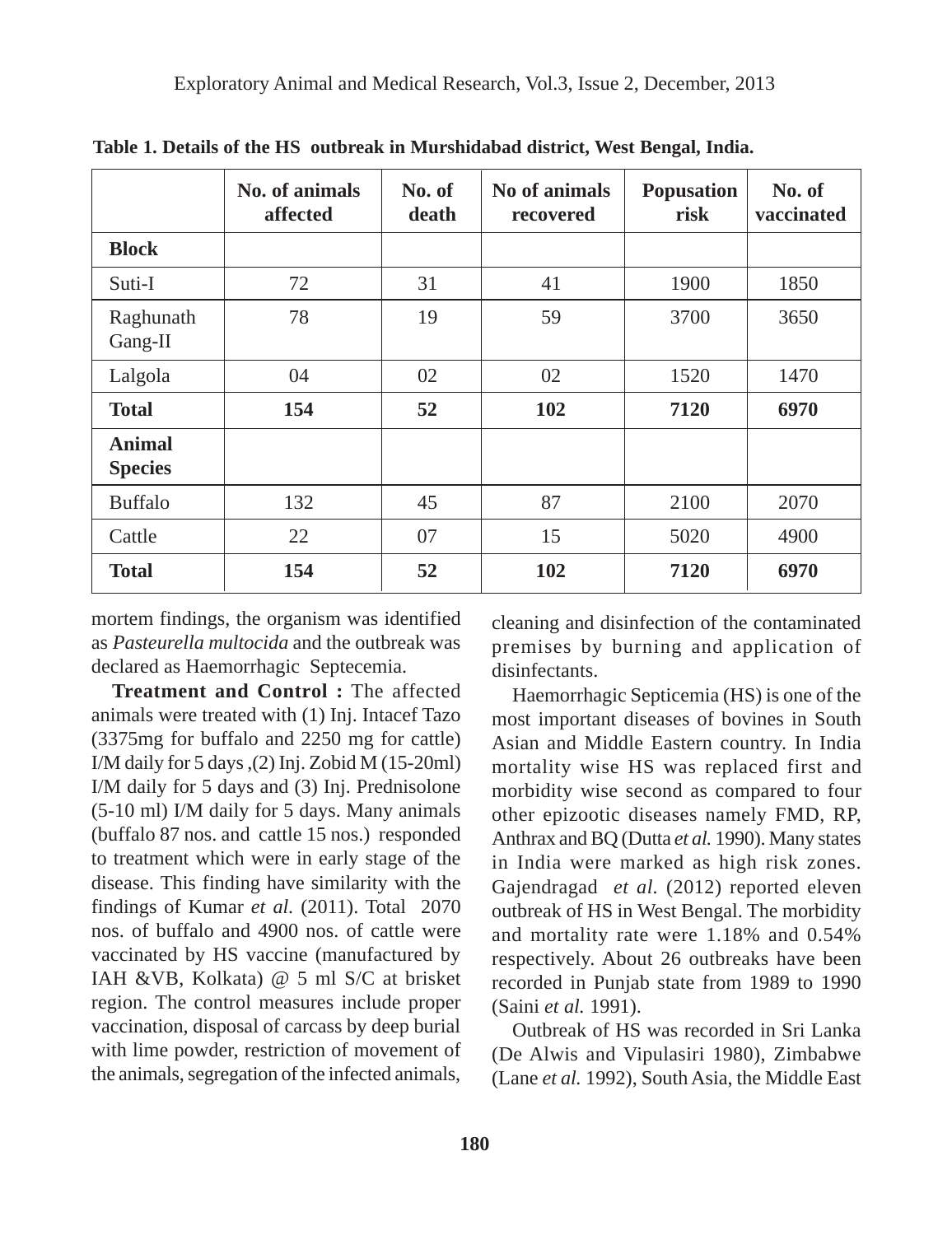**Table 1. Details of the HS outbreak in Murshidabad district, West Bengal, India.**

| | No. of animals affected | No. of death | No of animals recovered | Popusation risk | No. of vaccinated |
|---|---|---|---|---|---|
| **Block** | | | | | |
| Suti-I | 72 | 31 | 41 | 1900 | 1850 |
| Raghunath Gang-II | 78 | 19 | 59 | 3700 | 3650 |
| Lalgola | 04 | 02 | 02 | 1520 | 1470 |
| **Total** | **154** | **52** | **102** | **7120** | **6970** |
| **Animal Species** | | | | | |
| Buffalo | 132 | 45 | 87 | 2100 | 2070 |
| Cattle | 22 | 07 | 15 | 5020 | 4900 |
| **Total** | **154** | **52** | **102** | **7120** | **6970** |

mortem findings, the organism was identified as *Pasteurella multocida* and the outbreak was declared as Haemorrhagic Septecemia.

**Treatment and Control :** The affected animals were treated with (1) Inj. Intacef Tazo (3375mg for buffalo and 2250 mg for cattle) I/M daily for 5 days ,(2) Inj. Zobid M (15-20ml) I/M daily for 5 days and (3) Inj. Prednisolone (5-10 ml) I/M daily for 5 days. Many animals (buffalo 87 nos. and cattle 15 nos.) responded to treatment which were in early stage of the disease. This finding have similarity with the findings of Kumar *et al.* (2011). Total 2070 nos. of buffalo and 4900 nos. of cattle were vaccinated by HS vaccine (manufactured by IAH &VB, Kolkata) @ 5 ml S/C at brisket region. The control measures include proper vaccination, disposal of carcass by deep burial with lime powder, restriction of movement of the animals, segregation of the infected animals, cleaning and disinfection of the contaminated premises by burning and application of disinfectants.

Haemorrhagic Septicemia (HS) is one of the most important diseases of bovines in South Asian and Middle Eastern country. In India mortality wise HS was replaced first and morbidity wise second as compared to four other epizootic diseases namely FMD, RP, Anthrax and BQ (Dutta *et al.* 1990). Many states in India were marked as high risk zones. Gajendragad *et al.* (2012) reported eleven outbreak of HS in West Bengal. The morbidity and mortality rate were 1.18% and 0.54% respectively. About 26 outbreaks have been recorded in Punjab state from 1989 to 1990 (Saini *et al.* 1991).

Outbreak of HS was recorded in Sri Lanka (De Alwis and Vipulasiri 1980), Zimbabwe (Lane *et al.* 1992), South Asia, the Middle East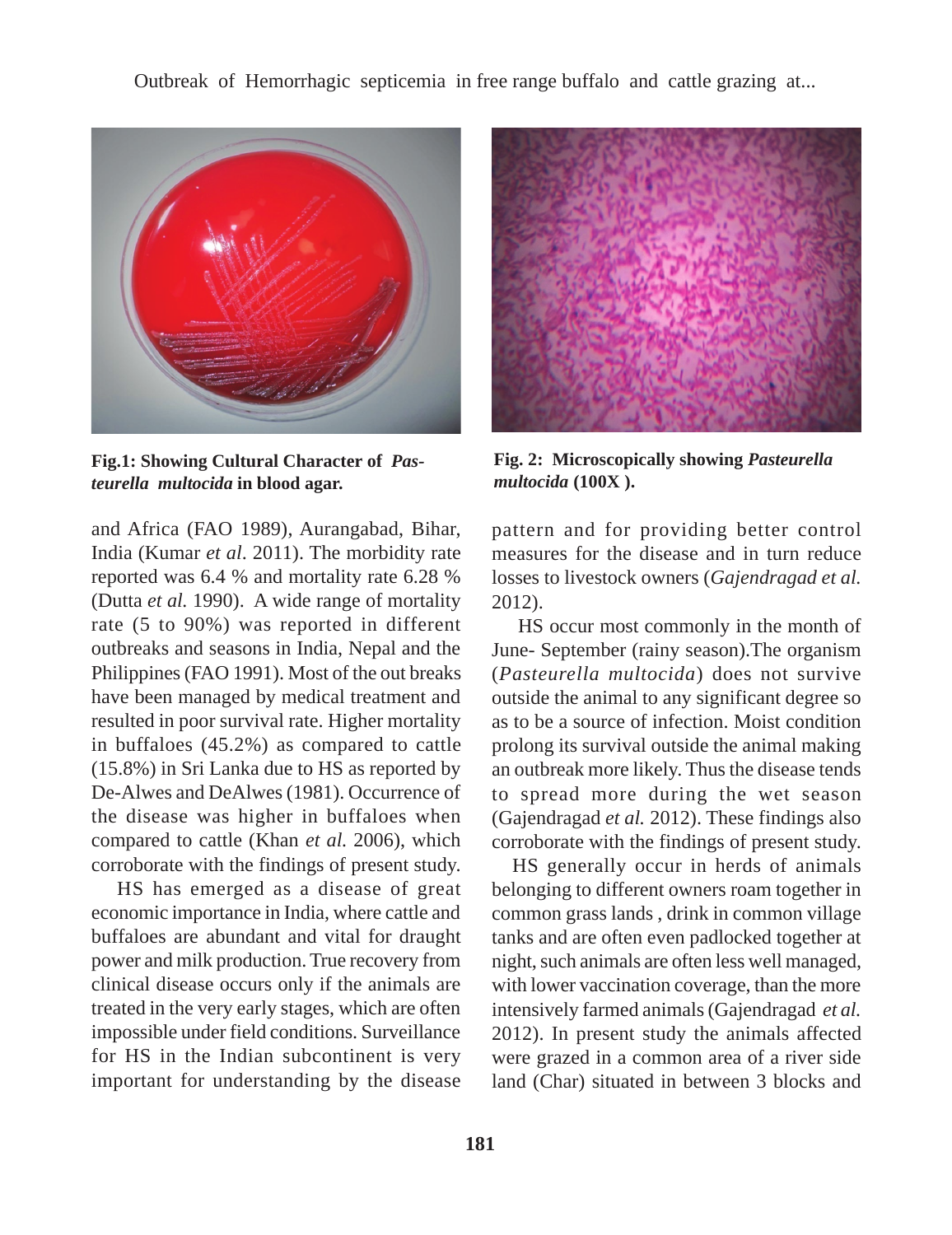Fig.1: Showing Cultural Character of *Pasteurella multocida* in blood agar.

Fig. 2: Microscopically showing *Pasteurella multocida* (100X ).

and Africa (FAO 1989), Aurangabad, Bihar, India (Kumar *et al*. 2011). The morbidity rate reported was 6.4 % and mortality rate 6.28 % (Dutta *et al.* 1990). A wide range of mortality rate (5 to 90%) was reported in different outbreaks and seasons in India, Nepal and the Philippines (FAO 1991). Most of the out breaks have been managed by medical treatment and resulted in poor survival rate. Higher mortality in buffaloes (45.2%) as compared to cattle (15.8%) in Sri Lanka due to HS as reported by De-Alwes and DeAlwes (1981). Occurrence of the disease was higher in buffaloes when compared to cattle (Khan *et al.* 2006), which corroborate with the findings of present study.

HS has emerged as a disease of great economic importance in India, where cattle and buffaloes are abundant and vital for draught power and milk production. True recovery from clinical disease occurs only if the animals are treated in the very early stages, which are often impossible under field conditions. Surveillance for HS in the Indian subcontinent is very important for understanding by the disease pattern and for providing better control measures for the disease and in turn reduce losses to livestock owners (*Gajendragad et al.* 2012).

HS occur most commonly in the month of June- September (rainy season).The organism (*Pasteurella multocida*) does not survive outside the animal to any significant degree so as to be a source of infection. Moist condition prolong its survival outside the animal making an outbreak more likely. Thus the disease tends to spread more during the wet season (Gajendragad *et al.* 2012). These findings also corroborate with the findings of present study.

HS generally occur in herds of animals belonging to different owners roam together in common grass lands , drink in common village tanks and are often even padlocked together at night, such animals are often less well managed, with lower vaccination coverage, than the more intensively farmed animals (Gajendragad *et al.* 2012). In present study the animals affected were grazed in a common area of a river side land (Char) situated in between 3 blocks and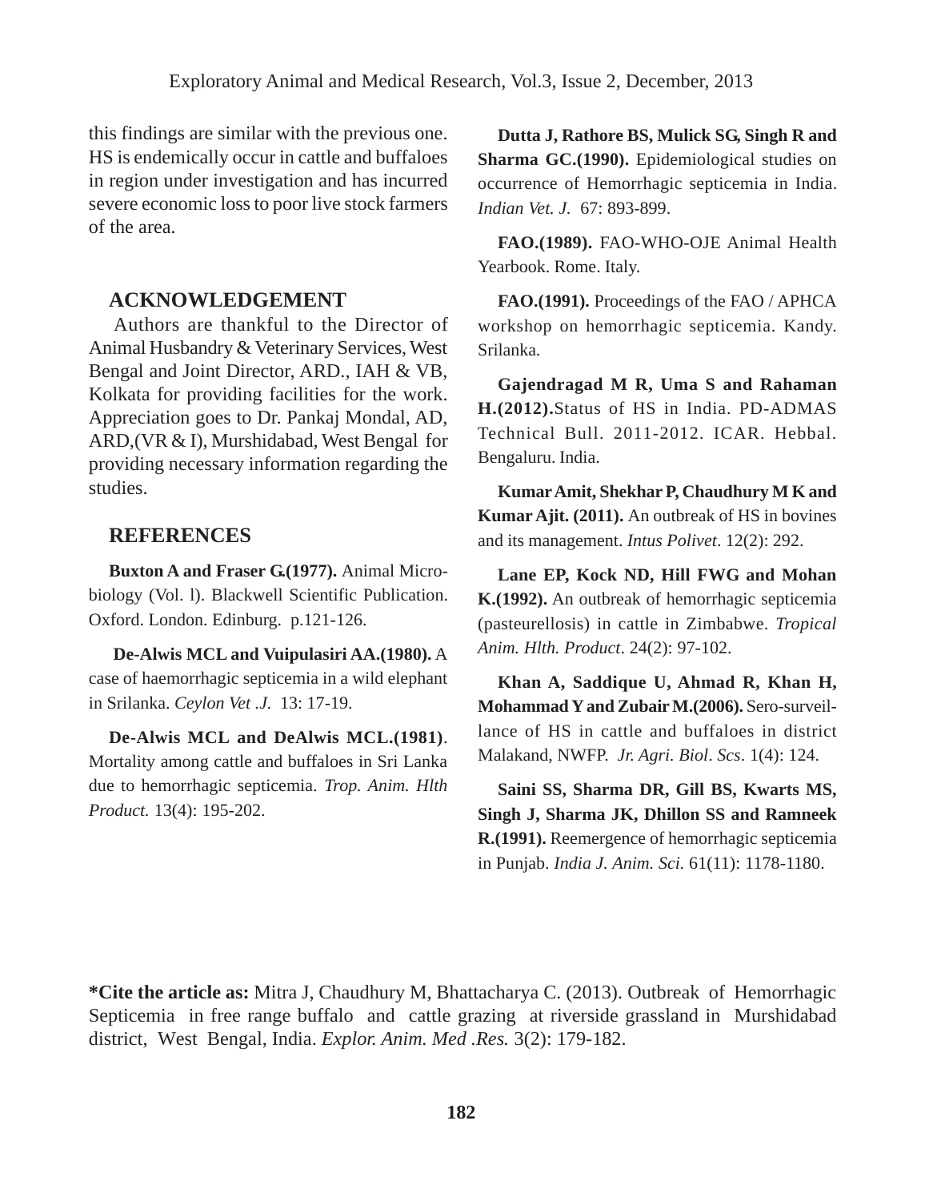this findings are similar with the previous one. HS is endemically occur in cattle and buffaloes in region under investigation and has incurred severe economic loss to poor live stock farmers of the area.

## ACKNOWLEDGEMENT

Authors are thankful to the Director of Animal Husbandry & Veterinary Services, West Bengal and Joint Director, ARD., IAH & VB, Kolkata for providing facilities for the work. Appreciation goes to Dr. Pankaj Mondal, AD, ARD,(VR & I), Murshidabad, West Bengal for providing necessary information regarding the studies.

## REFERENCES

**Buxton A and Fraser G.(1977).** Animal Microbiology (Vol. l). Blackwell Scientific Publication. Oxford. London. Edinburg. p.121-126.

**De-Alwis MCL and Vuipulasiri AA.(1980).** A case of haemorrhagic septicemia in a wild elephant in Srilanka. *Ceylon Vet .J.* 13: 17-19.

**De-Alwis MCL and DeAlwis MCL.(1981)**. Mortality among cattle and buffaloes in Sri Lanka due to hemorrhagic septicemia. *Trop. Anim. Hlth Product.* 13(4): 195-202.

**Dutta J, Rathore BS, Mulick SG, Singh R and Sharma GC.(1990).** Epidemiological studies on occurrence of Hemorrhagic septicemia in India. *Indian Vet. J.* 67: 893-899.

**FAO.(1989).** FAO-WHO-OJE Animal Health Yearbook. Rome. Italy.

**FAO.(1991).** Proceedings of the FAO / APHCA workshop on hemorrhagic septicemia. Kandy. Srilanka.

**Gajendragad M R, Uma S and Rahaman H.(2012).**Status of HS in India. PD-ADMAS Technical Bull. 2011-2012. ICAR. Hebbal. Bengaluru. India.

**Kumar Amit, Shekhar P, Chaudhury M K and Kumar Ajit. (2011).** An outbreak of HS in bovines and its management. *Intus Polivet*. 12(2): 292.

**Lane EP, Kock ND, Hill FWG and Mohan K.(1992).** An outbreak of hemorrhagic septicemia (pasteurellosis) in cattle in Zimbabwe. *Tropical Anim. Hlth. Product*. 24(2): 97-102.

**Khan A, Saddique U, Ahmad R, Khan H, Mohammad Y and Zubair M.(2006).** Sero-surveillance of HS in cattle and buffaloes in district Malakand, NWFP. *Jr. Agri. Biol. Scs*. 1(4): 124.

**Saini SS, Sharma DR, Gill BS, Kwarts MS, Singh J, Sharma JK, Dhillon SS and Ramneek R.(1991).** Reemergence of hemorrhagic septicemia in Punjab. *India J. Anim. Sci.* 61(11): 1178-1180.

**\*Cite the article as:** Mitra J, Chaudhury M, Bhattacharya C. (2013). Outbreak of Hemorrhagic Septicemia in free range buffalo and cattle grazing at riverside grassland in Murshidabad district, West Bengal, India. *Explor. Anim. Med .Res.* 3(2): 179-182.